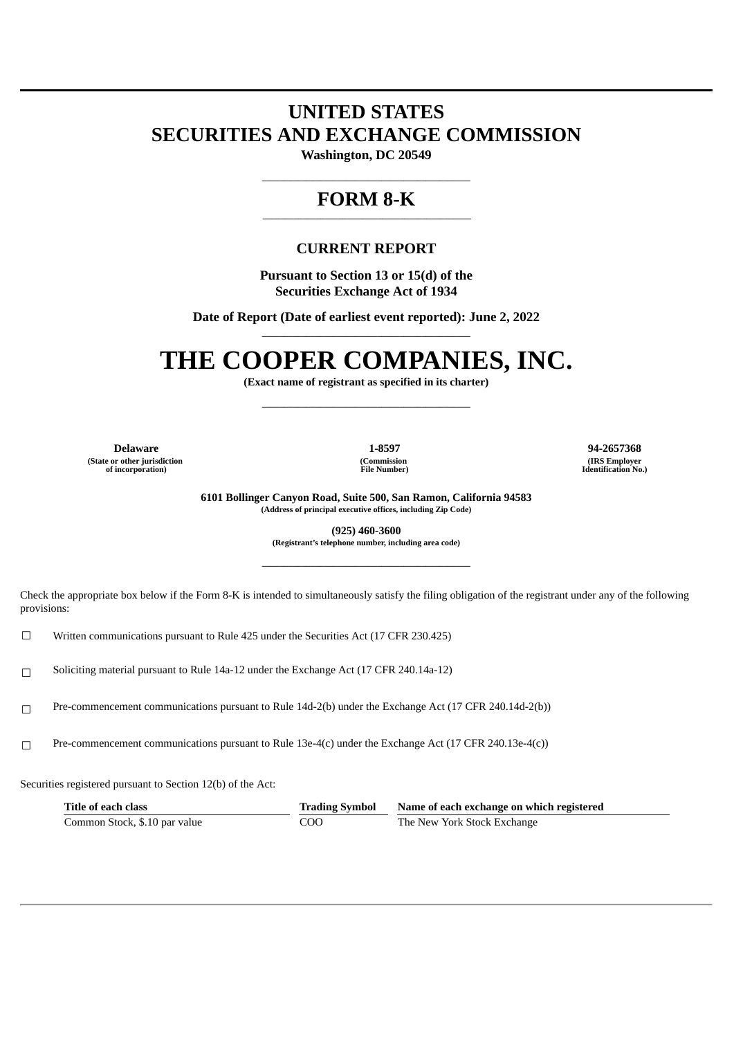# UNITED STATES
# SECURITIES AND EXCHANGE COMMISSION

**Washington, DC 20549**

## FORM 8-K

### CURRENT REPORT

**Pursuant to Section 13 or 15(d) of the
Securities Exchange Act of 1934**

**Date of Report (Date of earliest event reported): June 2, 2022**

# THE COOPER COMPANIES, INC.

**(Exact name of registrant as specified in its charter)**

| Delaware | 1-8597 | 94-2657368 |
|---|---|---|
| (State or other jurisdiction of incorporation) | (Commission File Number) | (IRS Employer Identification No.) |

**6101 Bollinger Canyon Road, Suite 500, San Ramon, California 94583**
**(Address of principal executive offices, including Zip Code)**

**(925) 460-3600**
**(Registrant's telephone number, including area code)**

Check the appropriate box below if the Form 8-K is intended to simultaneously satisfy the filing obligation of the registrant under any of the following provisions:

☐ Written communications pursuant to Rule 425 under the Securities Act (17 CFR 230.425)

☐ Soliciting material pursuant to Rule 14a-12 under the Exchange Act (17 CFR 240.14a-12)

☐ Pre-commencement communications pursuant to Rule 14d-2(b) under the Exchange Act (17 CFR 240.14d-2(b))

☐ Pre-commencement communications pursuant to Rule 13e-4(c) under the Exchange Act (17 CFR 240.13e-4(c))

Securities registered pursuant to Section 12(b) of the Act:

| Title of each class | Trading Symbol | Name of each exchange on which registered |
|---|---|---|
| Common Stock, $.10 par value | COO | The New York Stock Exchange |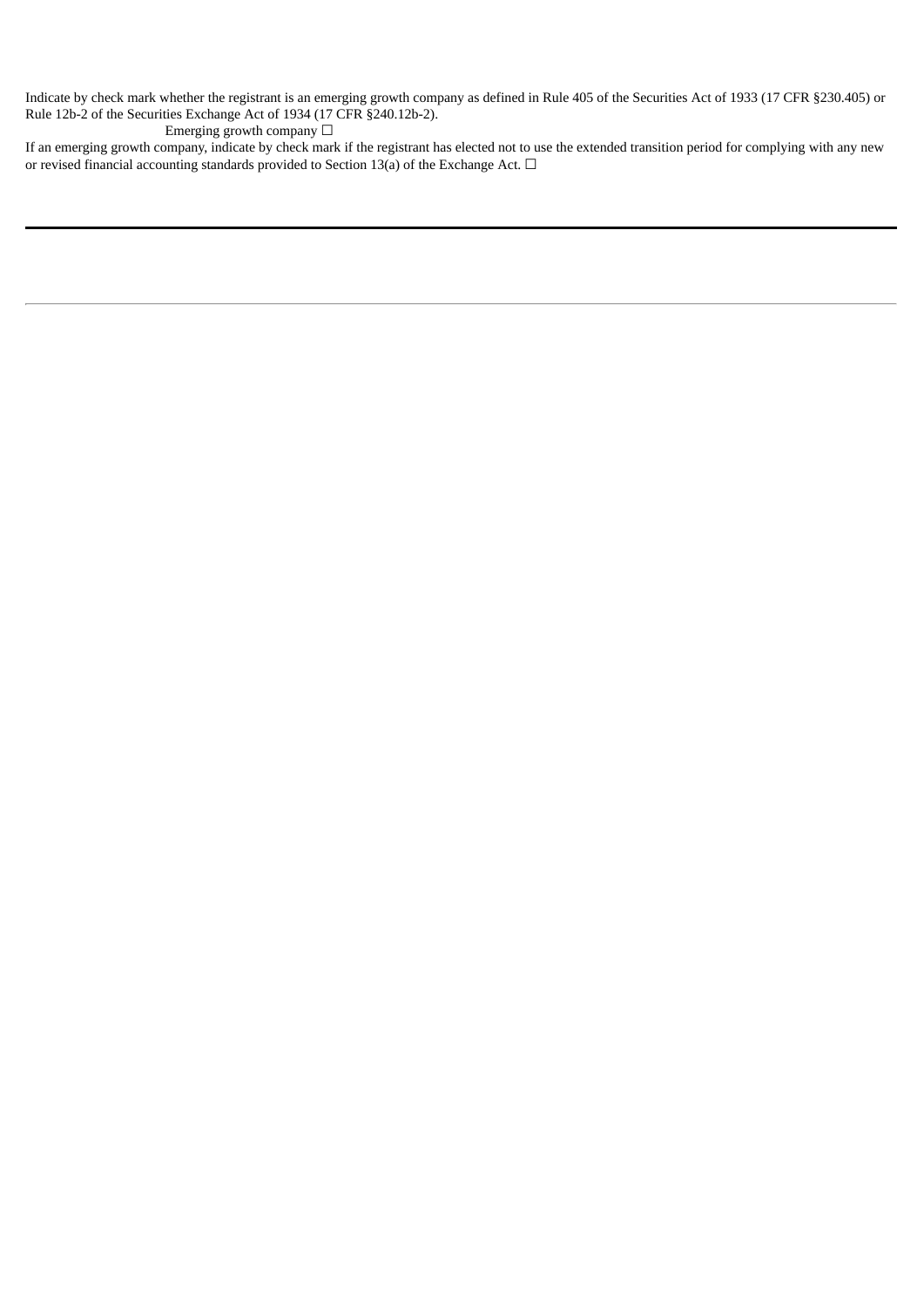Indicate by check mark whether the registrant is an emerging growth company as defined in Rule 405 of the Securities Act of 1933 (17 CFR §230.405) or Rule 12b-2 of the Securities Exchange Act of 1934 (17 CFR §240.12b-2).

Emerging growth company ☐

If an emerging growth company, indicate by check mark if the registrant has elected not to use the extended transition period for complying with any new or revised financial accounting standards provided to Section 13(a) of the Exchange Act. ☐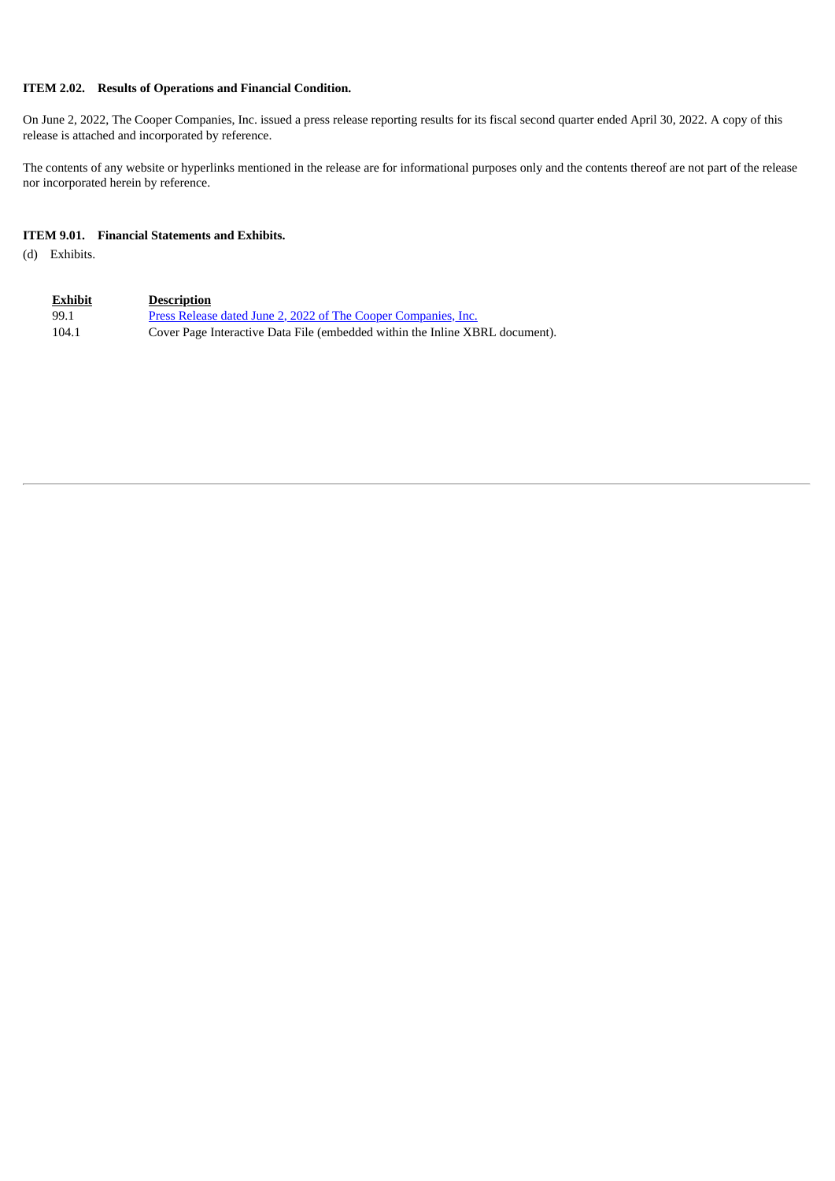**ITEM 2.02. Results of Operations and Financial Condition.**

On June 2, 2022, The Cooper Companies, Inc. issued a press release reporting results for its fiscal second quarter ended April 30, 2022. A copy of this release is attached and incorporated by reference.

The contents of any website or hyperlinks mentioned in the release are for informational purposes only and the contents thereof are not part of the release nor incorporated herein by reference.

**ITEM 9.01. Financial Statements and Exhibits.**

(d) Exhibits.

| Exhibit | Description |
| --- | --- |
| 99.1 | Press Release dated June 2, 2022 of The Cooper Companies, Inc. |
| 104.1 | Cover Page Interactive Data File (embedded within the Inline XBRL document). |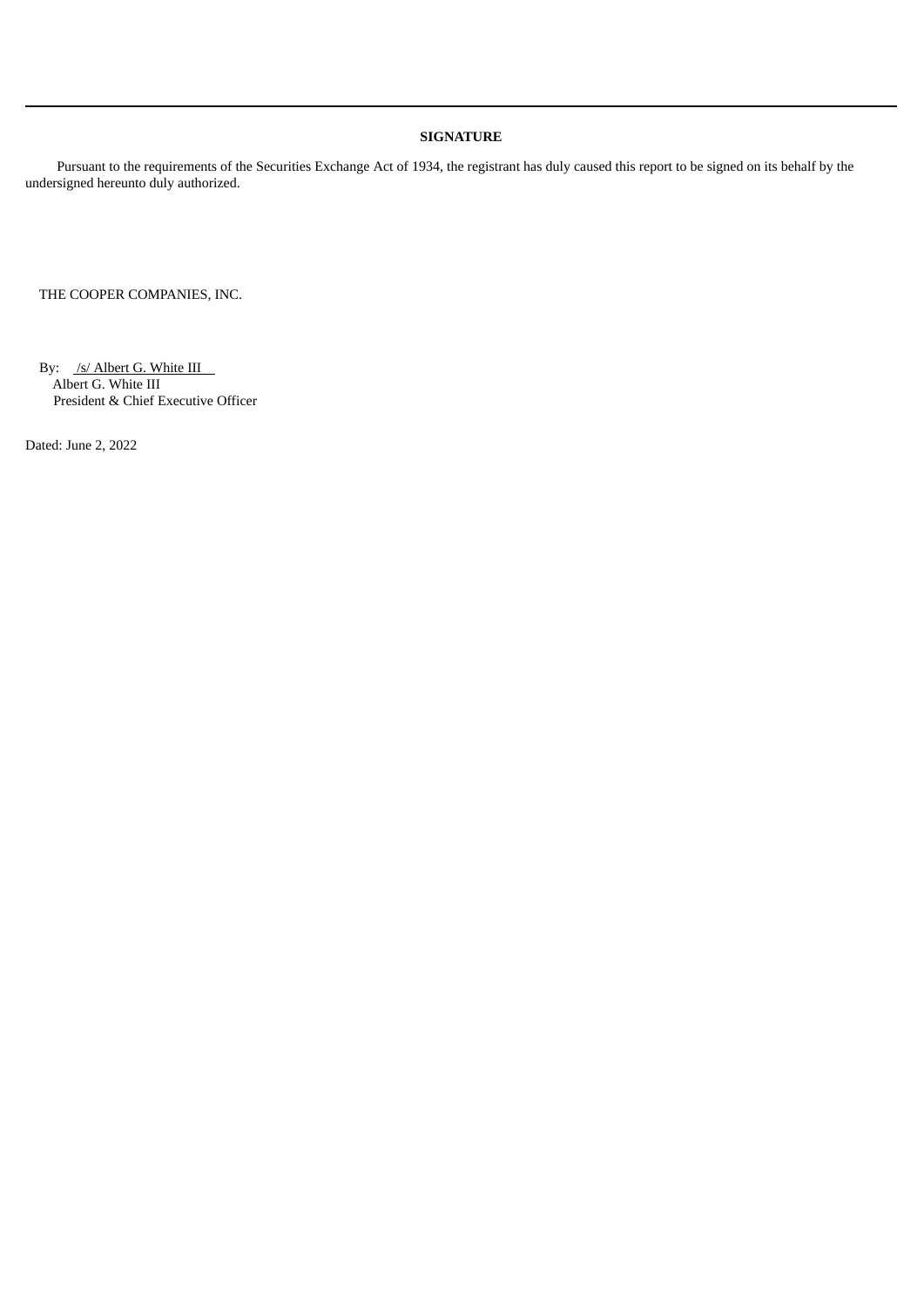**SIGNATURE**

Pursuant to the requirements of the Securities Exchange Act of 1934, the registrant has duly caused this report to be signed on its behalf by the undersigned hereunto duly authorized.

THE COOPER COMPANIES, INC.

By: /s/ Albert G. White III
Albert G. White III
President & Chief Executive Officer

Dated: June 2, 2022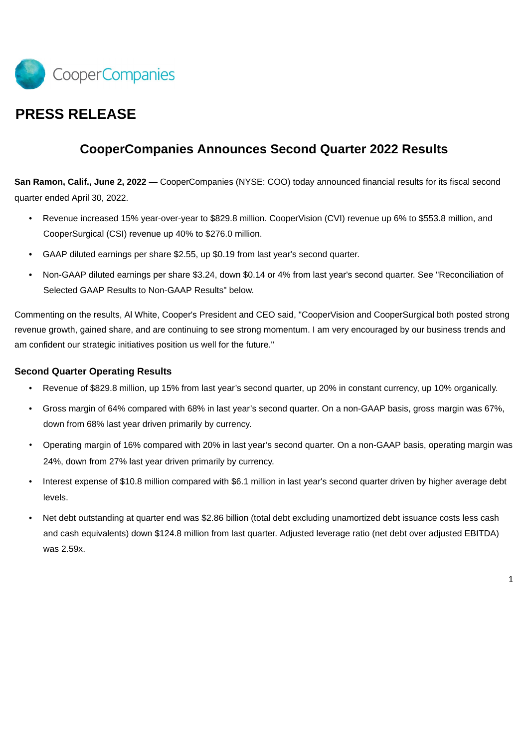CooperCompanies

# PRESS RELEASE

## CooperCompanies Announces Second Quarter 2022 Results

**San Ramon, Calif., June 2, 2022** — CooperCompanies (NYSE: COO) today announced financial results for its fiscal second quarter ended April 30, 2022.

- Revenue increased 15% year-over-year to $829.8 million. CooperVision (CVI) revenue up 6% to $553.8 million, and CooperSurgical (CSI) revenue up 40% to $276.0 million.
- GAAP diluted earnings per share $2.55, up $0.19 from last year's second quarter.
- Non-GAAP diluted earnings per share $3.24, down $0.14 or 4% from last year's second quarter. See "Reconciliation of Selected GAAP Results to Non-GAAP Results" below.

Commenting on the results, Al White, Cooper's President and CEO said, "CooperVision and CooperSurgical both posted strong revenue growth, gained share, and are continuing to see strong momentum. I am very encouraged by our business trends and am confident our strategic initiatives position us well for the future."

### Second Quarter Operating Results

- Revenue of $829.8 million, up 15% from last year's second quarter, up 20% in constant currency, up 10% organically.
- Gross margin of 64% compared with 68% in last year's second quarter. On a non-GAAP basis, gross margin was 67%, down from 68% last year driven primarily by currency.
- Operating margin of 16% compared with 20% in last year's second quarter. On a non-GAAP basis, operating margin was 24%, down from 27% last year driven primarily by currency.
- Interest expense of $10.8 million compared with $6.1 million in last year's second quarter driven by higher average debt levels.
- Net debt outstanding at quarter end was $2.86 billion (total debt excluding unamortized debt issuance costs less cash and cash equivalents) down $124.8 million from last quarter. Adjusted leverage ratio (net debt over adjusted EBITDA) was 2.59x.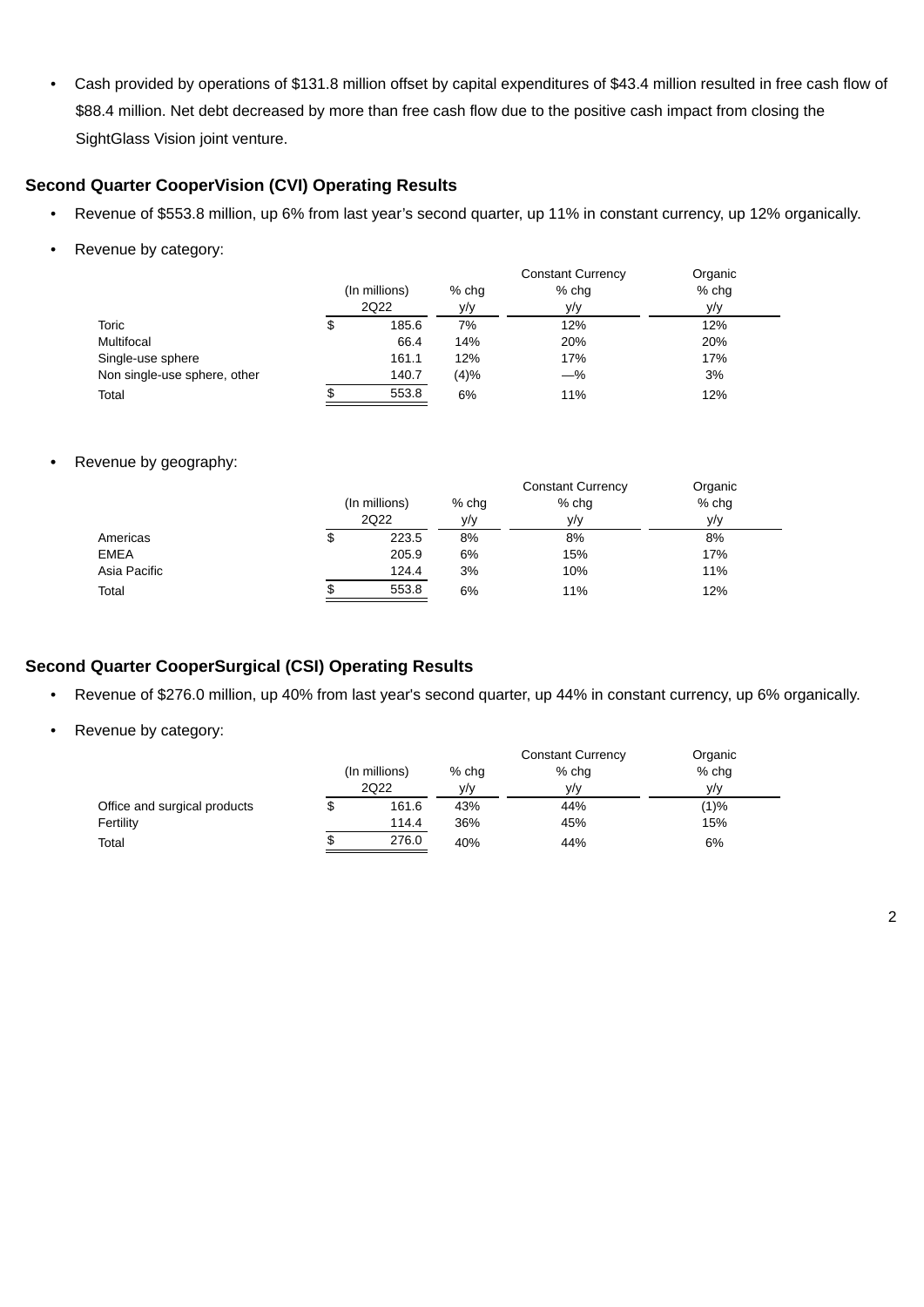- Cash provided by operations of $131.8 million offset by capital expenditures of $43.4 million resulted in free cash flow of $88.4 million. Net debt decreased by more than free cash flow due to the positive cash impact from closing the SightGlass Vision joint venture.

## Second Quarter CooperVision (CVI) Operating Results

- Revenue of $553.8 million, up 6% from last year's second quarter, up 11% in constant currency, up 12% organically.
- Revenue by category:

| | (In millions) 2Q22 | % chg y/y | Constant Currency % chg y/y | Organic % chg y/y |
|---|---|---|---|---|
| Toric | $ 185.6 | 7% | 12% | 12% |
| Multifocal | 66.4 | 14% | 20% | 20% |
| Single-use sphere | 161.1 | 12% | 17% | 17% |
| Non single-use sphere, other | 140.7 | (4)% | —% | 3% |
| Total | $ 553.8 | 6% | 11% | 12% |

- Revenue by geography:

| | (In millions) 2Q22 | % chg y/y | Constant Currency % chg y/y | Organic % chg y/y |
|---|---|---|---|---|
| Americas | $ 223.5 | 8% | 8% | 8% |
| EMEA | 205.9 | 6% | 15% | 17% |
| Asia Pacific | 124.4 | 3% | 10% | 11% |
| Total | $ 553.8 | 6% | 11% | 12% |

## Second Quarter CooperSurgical (CSI) Operating Results

- Revenue of $276.0 million, up 40% from last year's second quarter, up 44% in constant currency, up 6% organically.
- Revenue by category:

| | (In millions) 2Q22 | % chg y/y | Constant Currency % chg y/y | Organic % chg y/y |
|---|---|---|---|---|
| Office and surgical products | $ 161.6 | 43% | 44% | (1)% |
| Fertility | 114.4 | 36% | 45% | 15% |
| Total | $ 276.0 | 40% | 44% | 6% |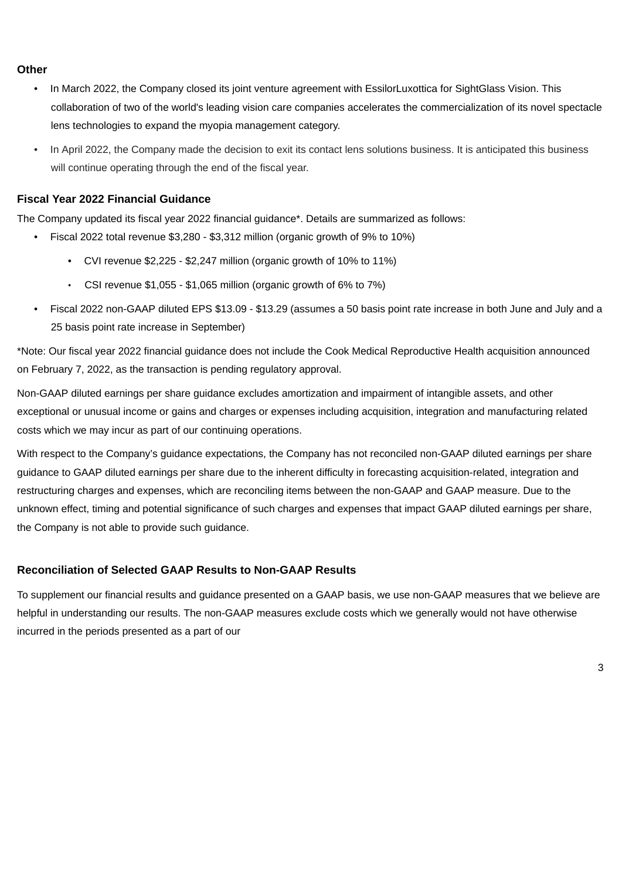**Other**

- In March 2022, the Company closed its joint venture agreement with EssilorLuxottica for SightGlass Vision. This collaboration of two of the world's leading vision care companies accelerates the commercialization of its novel spectacle lens technologies to expand the myopia management category.
- In April 2022, the Company made the decision to exit its contact lens solutions business. It is anticipated this business will continue operating through the end of the fiscal year.

**Fiscal Year 2022 Financial Guidance**

The Company updated its fiscal year 2022 financial guidance*. Details are summarized as follows:

- Fiscal 2022 total revenue $3,280 - $3,312 million (organic growth of 9% to 10%)
  - CVI revenue $2,225 - $2,247 million (organic growth of 10% to 11%)
  - CSI revenue $1,055 - $1,065 million (organic growth of 6% to 7%)
- Fiscal 2022 non-GAAP diluted EPS $13.09 - $13.29 (assumes a 50 basis point rate increase in both June and July and a 25 basis point rate increase in September)

*Note: Our fiscal year 2022 financial guidance does not include the Cook Medical Reproductive Health acquisition announced on February 7, 2022, as the transaction is pending regulatory approval.

Non-GAAP diluted earnings per share guidance excludes amortization and impairment of intangible assets, and other exceptional or unusual income or gains and charges or expenses including acquisition, integration and manufacturing related costs which we may incur as part of our continuing operations.

With respect to the Company's guidance expectations, the Company has not reconciled non-GAAP diluted earnings per share guidance to GAAP diluted earnings per share due to the inherent difficulty in forecasting acquisition-related, integration and restructuring charges and expenses, which are reconciling items between the non-GAAP and GAAP measure. Due to the unknown effect, timing and potential significance of such charges and expenses that impact GAAP diluted earnings per share, the Company is not able to provide such guidance.

**Reconciliation of Selected GAAP Results to Non-GAAP Results**

To supplement our financial results and guidance presented on a GAAP basis, we use non-GAAP measures that we believe are helpful in understanding our results. The non-GAAP measures exclude costs which we generally would not have otherwise incurred in the periods presented as a part of our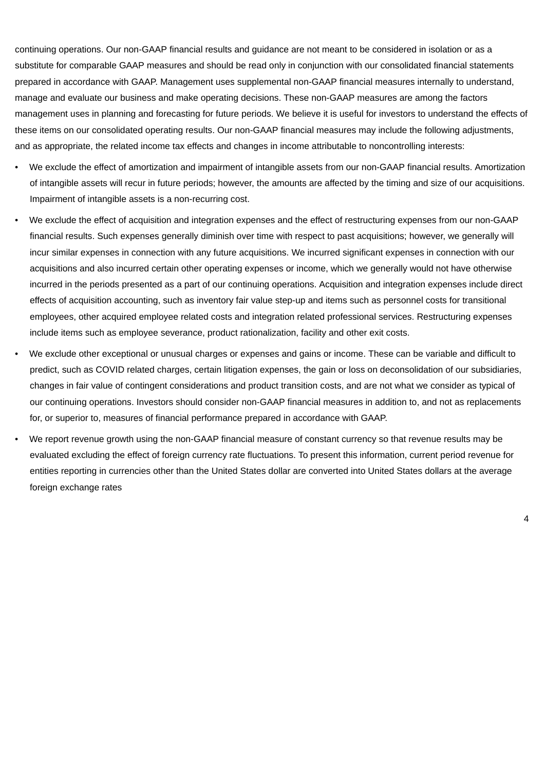continuing operations. Our non-GAAP financial results and guidance are not meant to be considered in isolation or as a substitute for comparable GAAP measures and should be read only in conjunction with our consolidated financial statements prepared in accordance with GAAP. Management uses supplemental non-GAAP financial measures internally to understand, manage and evaluate our business and make operating decisions. These non-GAAP measures are among the factors management uses in planning and forecasting for future periods. We believe it is useful for investors to understand the effects of these items on our consolidated operating results. Our non-GAAP financial measures may include the following adjustments, and as appropriate, the related income tax effects and changes in income attributable to noncontrolling interests:

- We exclude the effect of amortization and impairment of intangible assets from our non-GAAP financial results. Amortization of intangible assets will recur in future periods; however, the amounts are affected by the timing and size of our acquisitions. Impairment of intangible assets is a non-recurring cost.
- We exclude the effect of acquisition and integration expenses and the effect of restructuring expenses from our non-GAAP financial results. Such expenses generally diminish over time with respect to past acquisitions; however, we generally will incur similar expenses in connection with any future acquisitions. We incurred significant expenses in connection with our acquisitions and also incurred certain other operating expenses or income, which we generally would not have otherwise incurred in the periods presented as a part of our continuing operations. Acquisition and integration expenses include direct effects of acquisition accounting, such as inventory fair value step-up and items such as personnel costs for transitional employees, other acquired employee related costs and integration related professional services. Restructuring expenses include items such as employee severance, product rationalization, facility and other exit costs.
- We exclude other exceptional or unusual charges or expenses and gains or income. These can be variable and difficult to predict, such as COVID related charges, certain litigation expenses, the gain or loss on deconsolidation of our subsidiaries, changes in fair value of contingent considerations and product transition costs, and are not what we consider as typical of our continuing operations. Investors should consider non-GAAP financial measures in addition to, and not as replacements for, or superior to, measures of financial performance prepared in accordance with GAAP.
- We report revenue growth using the non-GAAP financial measure of constant currency so that revenue results may be evaluated excluding the effect of foreign currency rate fluctuations. To present this information, current period revenue for entities reporting in currencies other than the United States dollar are converted into United States dollars at the average foreign exchange rates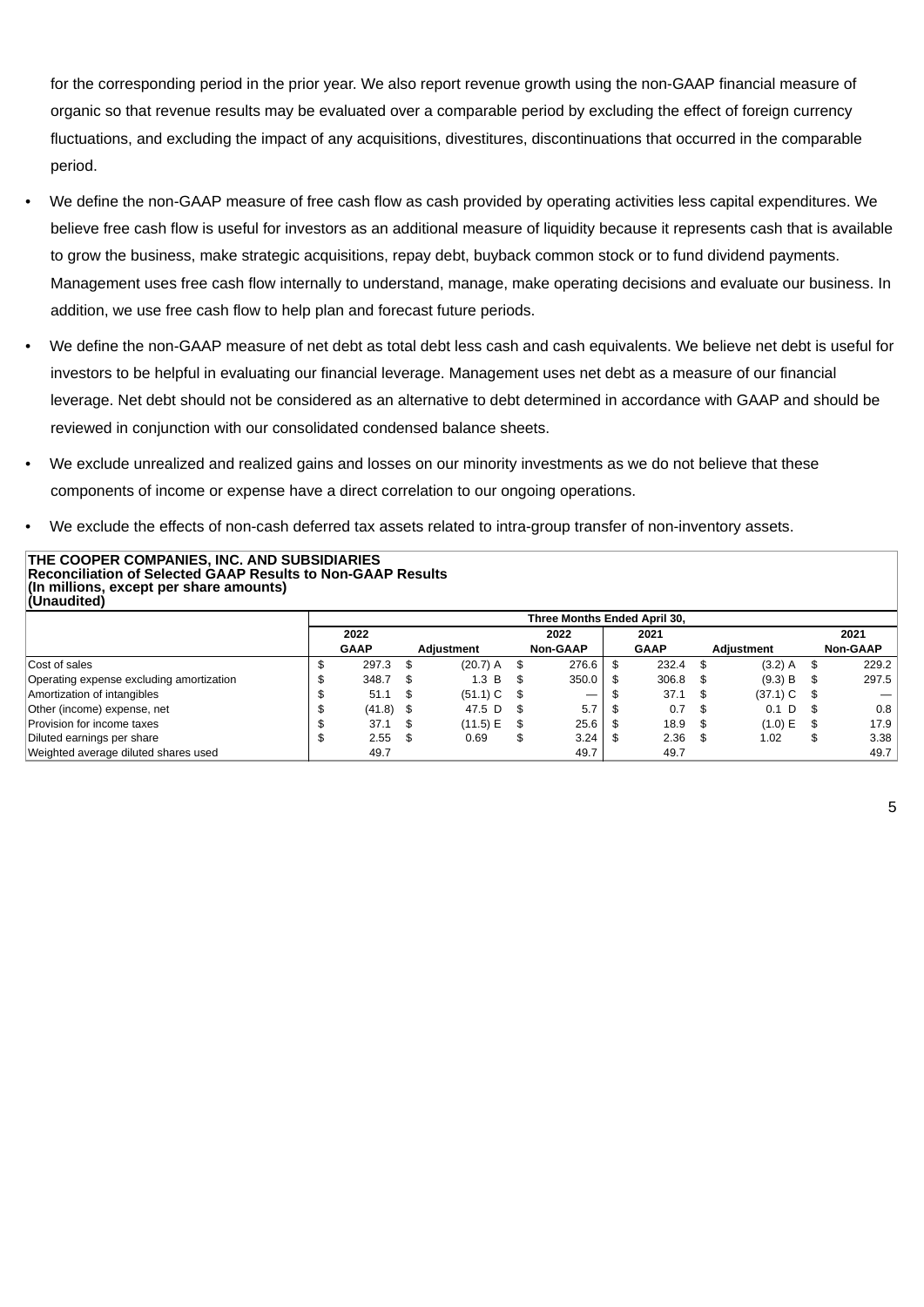for the corresponding period in the prior year. We also report revenue growth using the non-GAAP financial measure of organic so that revenue results may be evaluated over a comparable period by excluding the effect of foreign currency fluctuations, and excluding the impact of any acquisitions, divestitures, discontinuations that occurred in the comparable period.

- We define the non-GAAP measure of free cash flow as cash provided by operating activities less capital expenditures. We believe free cash flow is useful for investors as an additional measure of liquidity because it represents cash that is available to grow the business, make strategic acquisitions, repay debt, buyback common stock or to fund dividend payments. Management uses free cash flow internally to understand, manage, make operating decisions and evaluate our business. In addition, we use free cash flow to help plan and forecast future periods.
- We define the non-GAAP measure of net debt as total debt less cash and cash equivalents. We believe net debt is useful for investors to be helpful in evaluating our financial leverage. Management uses net debt as a measure of our financial leverage. Net debt should not be considered as an alternative to debt determined in accordance with GAAP and should be reviewed in conjunction with our consolidated condensed balance sheets.
- We exclude unrealized and realized gains and losses on our minority investments as we do not believe that these components of income or expense have a direct correlation to our ongoing operations.
- We exclude the effects of non-cash deferred tax assets related to intra-group transfer of non-inventory assets.

**THE COOPER COMPANIES, INC. AND SUBSIDIARIES**
**Reconciliation of Selected GAAP Results to Non-GAAP Results**
**(In millions, except per share amounts)**
**(Unaudited)**

| | Three Months Ended April 30, | | | | | |
|---|---|---|---|---|---|---|
| | 2022 GAAP | Adjustment | 2022 Non-GAAP | 2021 GAAP | Adjustment | 2021 Non-GAAP |
| Cost of sales | $ 297.3 | $ (20.7) A | $ 276.6 | $ 232.4 | $ (3.2) A | $ 229.2 |
| Operating expense excluding amortization | $ 348.7 | $ 1.3 B | $ 350.0 | $ 306.8 | $ (9.3) B | $ 297.5 |
| Amortization of intangibles | $ 51.1 | $ (51.1) C | $ — | $ 37.1 | $ (37.1) C | $ — |
| Other (income) expense, net | $ (41.8) | $ 47.5 D | $ 5.7 | $ 0.7 | $ 0.1 D | $ 0.8 |
| Provision for income taxes | $ 37.1 | $ (11.5) E | $ 25.6 | $ 18.9 | $ (1.0) E | $ 17.9 |
| Diluted earnings per share | $ 2.55 | $ 0.69 | $ 3.24 | $ 2.36 | $ 1.02 | $ 3.38 |
| Weighted average diluted shares used | 49.7 | | 49.7 | 49.7 | | 49.7 |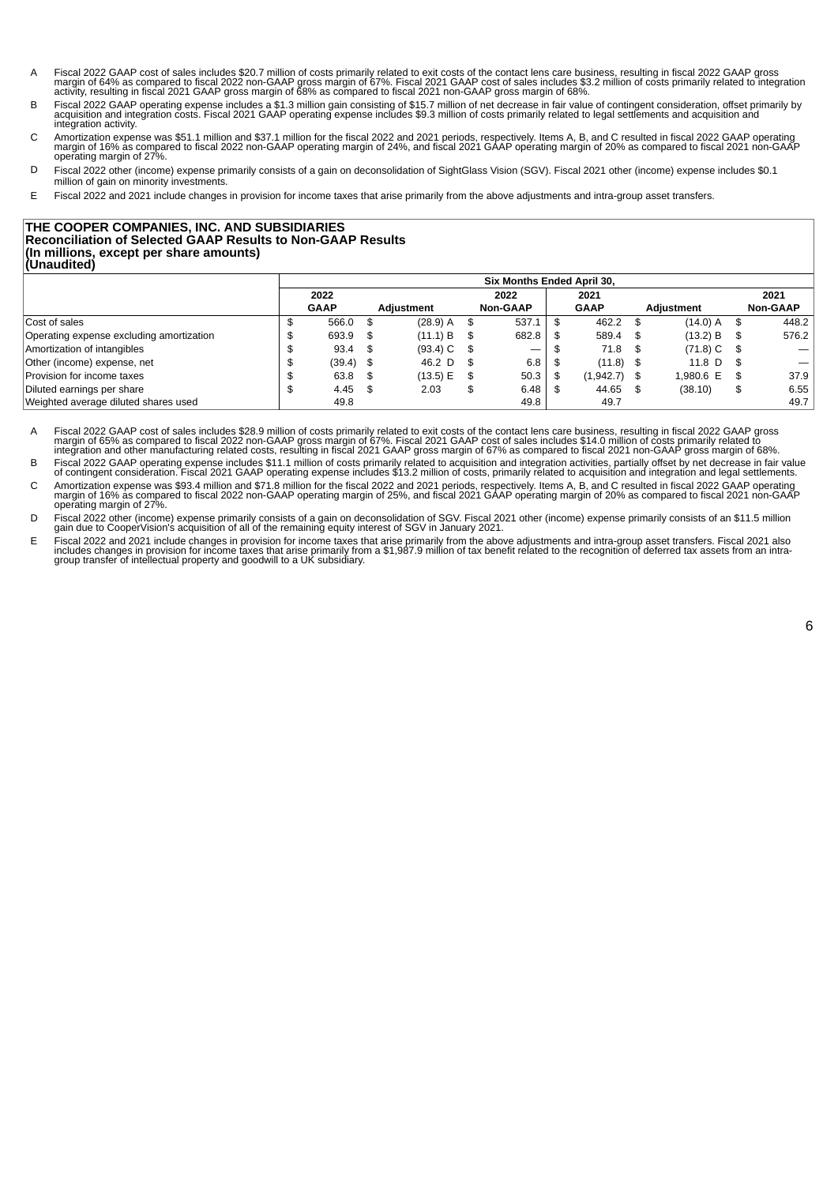A Fiscal 2022 GAAP cost of sales includes $20.7 million of costs primarily related to exit costs of the contact lens care business, resulting in fiscal 2022 GAAP gross margin of 64% as compared to fiscal 2022 non-GAAP gross margin of 67%. Fiscal 2021 GAAP cost of sales includes $3.2 million of costs primarily related to integration activity, resulting in fiscal 2021 GAAP gross margin of 68% as compared to fiscal 2021 non-GAAP gross margin of 68%.

B Fiscal 2022 GAAP operating expense includes a $1.3 million gain consisting of $15.7 million of net decrease in fair value of contingent consideration, offset primarily by acquisition and integration costs. Fiscal 2021 GAAP operating expense includes $9.3 million of costs primarily related to legal settlements and acquisition and integration activity.

C Amortization expense was $51.1 million and $37.1 million for the fiscal 2022 and 2021 periods, respectively. Items A, B, and C resulted in fiscal 2022 GAAP operating margin of 16% as compared to fiscal 2022 non-GAAP operating margin of 24%, and fiscal 2021 GAAP operating margin of 20% as compared to fiscal 2021 non-GAAP operating margin of 27%.

D Fiscal 2022 other (income) expense primarily consists of a gain on deconsolidation of SightGlass Vision (SGV). Fiscal 2021 other (income) expense includes $0.1 million of gain on minority investments.

E Fiscal 2022 and 2021 include changes in provision for income taxes that arise primarily from the above adjustments and intra-group asset transfers.

**THE COOPER COMPANIES, INC. AND SUBSIDIARIES**
**Reconciliation of Selected GAAP Results to Non-GAAP Results**
**(In millions, except per share amounts)**
**(Unaudited)**

| | Six Months Ended April 30, | | | | | |
|---|---|---|---|---|---|---|
| | 2022 GAAP | Adjustment | 2022 Non-GAAP | 2021 GAAP | Adjustment | 2021 Non-GAAP |
| Cost of sales | $ 566.0 | $ (28.9) A | $ 537.1 | $ 462.2 | $ (14.0) A | $ 448.2 |
| Operating expense excluding amortization | $ 693.9 | $ (11.1) B | $ 682.8 | $ 589.4 | $ (13.2) B | $ 576.2 |
| Amortization of intangibles | $ 93.4 | $ (93.4) C | $ — | $ 71.8 | $ (71.8) C | $ — |
| Other (income) expense, net | $ (39.4) | $ 46.2 D | $ 6.8 | $ (11.8) | $ 11.8 D | $ — |
| Provision for income taxes | $ 63.8 | $ (13.5) E | $ 50.3 | $ (1,942.7) | $ 1,980.6 E | $ 37.9 |
| Diluted earnings per share | $ 4.45 | $ 2.03 | $ 6.48 | $ 44.65 | $ (38.10) | $ 6.55 |
| Weighted average diluted shares used | 49.8 | | 49.8 | 49.7 | | 49.7 |

A Fiscal 2022 GAAP cost of sales includes $28.9 million of costs primarily related to exit costs of the contact lens care business, resulting in fiscal 2022 GAAP gross margin of 65% as compared to fiscal 2022 non-GAAP gross margin of 67%. Fiscal 2021 GAAP cost of sales includes $14.0 million of costs primarily related to integration and other manufacturing related costs, resulting in fiscal 2021 GAAP gross margin of 67% as compared to fiscal 2021 non-GAAP gross margin of 68%.

B Fiscal 2022 GAAP operating expense includes $11.1 million of costs primarily related to acquisition and integration activities, partially offset by net decrease in fair value of contingent consideration. Fiscal 2021 GAAP operating expense includes $13.2 million of costs, primarily related to acquisition and integration and legal settlements.

C Amortization expense was $93.4 million and $71.8 million for the fiscal 2022 and 2021 periods, respectively. Items A, B, and C resulted in fiscal 2022 GAAP operating margin of 16% as compared to fiscal 2022 non-GAAP operating margin of 25%, and fiscal 2021 GAAP operating margin of 20% as compared to fiscal 2021 non-GAAP operating margin of 27%.

D Fiscal 2022 other (income) expense primarily consists of a gain on deconsolidation of SGV. Fiscal 2021 other (income) expense primarily consists of an $11.5 million gain due to CooperVision's acquisition of all of the remaining equity interest of SGV in January 2021.

E Fiscal 2022 and 2021 include changes in provision for income taxes that arise primarily from the above adjustments and intra-group asset transfers. Fiscal 2021 also includes changes in provision for income taxes that arise primarily from a $1,987.9 million of tax benefit related to the recognition of deferred tax assets from an intra-group transfer of intellectual property and goodwill to a UK subsidiary.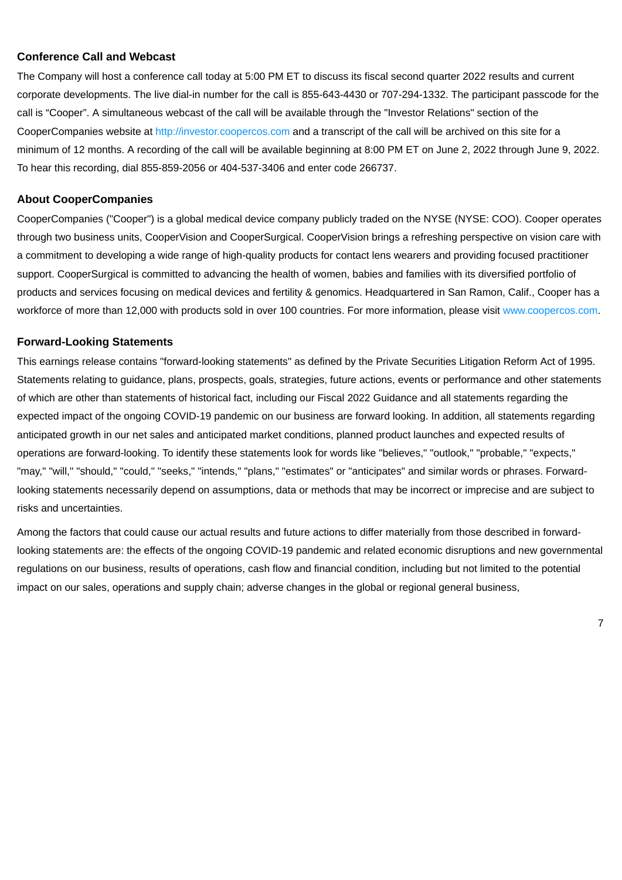**Conference Call and Webcast**

The Company will host a conference call today at 5:00 PM ET to discuss its fiscal second quarter 2022 results and current corporate developments. The live dial-in number for the call is 855-643-4430 or 707-294-1332. The participant passcode for the call is "Cooper". A simultaneous webcast of the call will be available through the "Investor Relations" section of the CooperCompanies website at http://investor.coopercos.com and a transcript of the call will be archived on this site for a minimum of 12 months. A recording of the call will be available beginning at 8:00 PM ET on June 2, 2022 through June 9, 2022. To hear this recording, dial 855-859-2056 or 404-537-3406 and enter code 266737.

**About CooperCompanies**

CooperCompanies ("Cooper") is a global medical device company publicly traded on the NYSE (NYSE: COO). Cooper operates through two business units, CooperVision and CooperSurgical. CooperVision brings a refreshing perspective on vision care with a commitment to developing a wide range of high-quality products for contact lens wearers and providing focused practitioner support. CooperSurgical is committed to advancing the health of women, babies and families with its diversified portfolio of products and services focusing on medical devices and fertility & genomics. Headquartered in San Ramon, Calif., Cooper has a workforce of more than 12,000 with products sold in over 100 countries. For more information, please visit www.coopercos.com.

**Forward-Looking Statements**

This earnings release contains "forward-looking statements" as defined by the Private Securities Litigation Reform Act of 1995. Statements relating to guidance, plans, prospects, goals, strategies, future actions, events or performance and other statements of which are other than statements of historical fact, including our Fiscal 2022 Guidance and all statements regarding the expected impact of the ongoing COVID-19 pandemic on our business are forward looking. In addition, all statements regarding anticipated growth in our net sales and anticipated market conditions, planned product launches and expected results of operations are forward-looking. To identify these statements look for words like "believes," "outlook," "probable," "expects," "may," "will," "should," "could," "seeks," "intends," "plans," "estimates" or "anticipates" and similar words or phrases. Forward-looking statements necessarily depend on assumptions, data or methods that may be incorrect or imprecise and are subject to risks and uncertainties.

Among the factors that could cause our actual results and future actions to differ materially from those described in forward-looking statements are: the effects of the ongoing COVID-19 pandemic and related economic disruptions and new governmental regulations on our business, results of operations, cash flow and financial condition, including but not limited to the potential impact on our sales, operations and supply chain; adverse changes in the global or regional general business,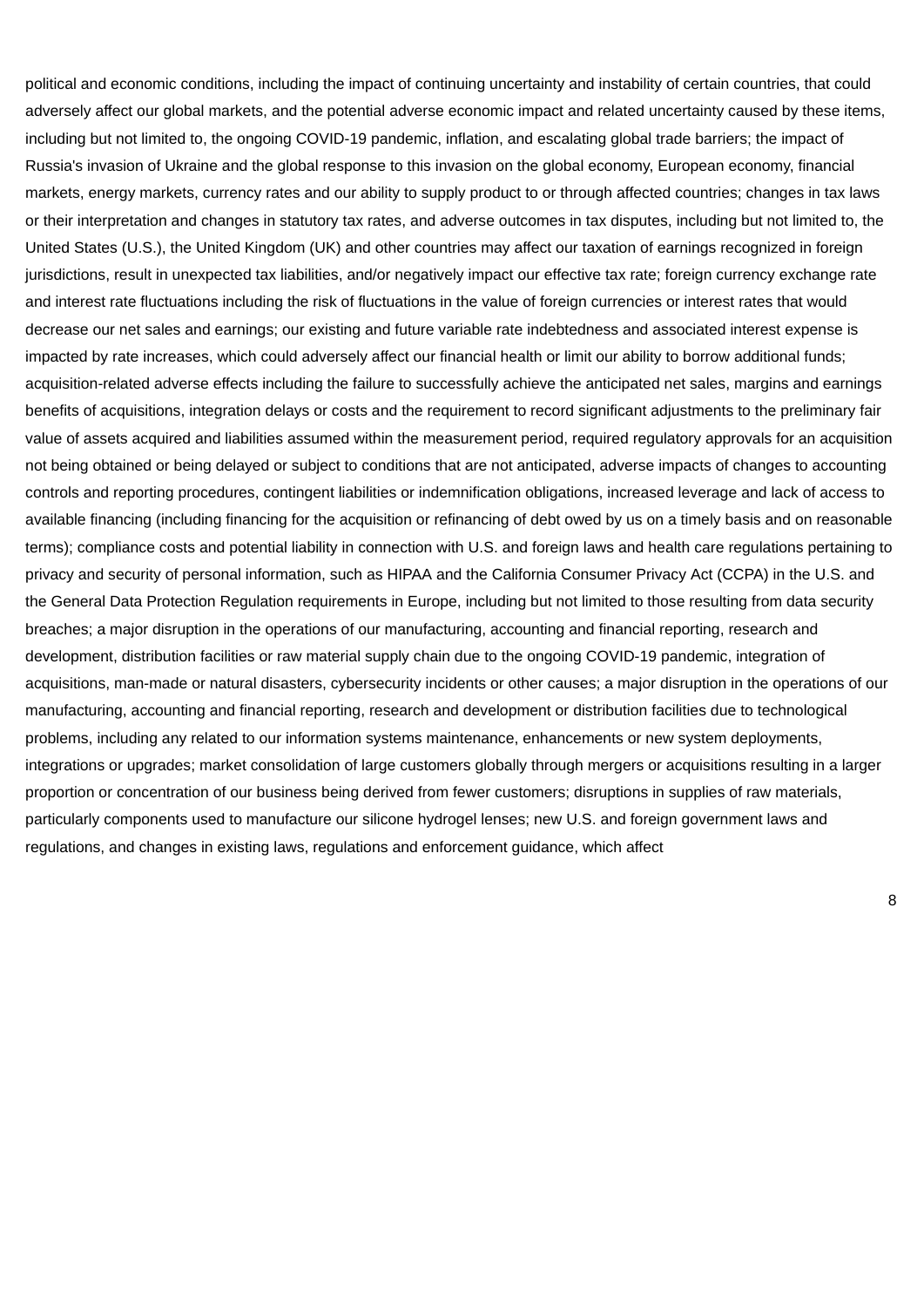political and economic conditions, including the impact of continuing uncertainty and instability of certain countries, that could adversely affect our global markets, and the potential adverse economic impact and related uncertainty caused by these items, including but not limited to, the ongoing COVID-19 pandemic, inflation, and escalating global trade barriers; the impact of Russia's invasion of Ukraine and the global response to this invasion on the global economy, European economy, financial markets, energy markets, currency rates and our ability to supply product to or through affected countries; changes in tax laws or their interpretation and changes in statutory tax rates, and adverse outcomes in tax disputes, including but not limited to, the United States (U.S.), the United Kingdom (UK) and other countries may affect our taxation of earnings recognized in foreign jurisdictions, result in unexpected tax liabilities, and/or negatively impact our effective tax rate; foreign currency exchange rate and interest rate fluctuations including the risk of fluctuations in the value of foreign currencies or interest rates that would decrease our net sales and earnings; our existing and future variable rate indebtedness and associated interest expense is impacted by rate increases, which could adversely affect our financial health or limit our ability to borrow additional funds; acquisition-related adverse effects including the failure to successfully achieve the anticipated net sales, margins and earnings benefits of acquisitions, integration delays or costs and the requirement to record significant adjustments to the preliminary fair value of assets acquired and liabilities assumed within the measurement period, required regulatory approvals for an acquisition not being obtained or being delayed or subject to conditions that are not anticipated, adverse impacts of changes to accounting controls and reporting procedures, contingent liabilities or indemnification obligations, increased leverage and lack of access to available financing (including financing for the acquisition or refinancing of debt owed by us on a timely basis and on reasonable terms); compliance costs and potential liability in connection with U.S. and foreign laws and health care regulations pertaining to privacy and security of personal information, such as HIPAA and the California Consumer Privacy Act (CCPA) in the U.S. and the General Data Protection Regulation requirements in Europe, including but not limited to those resulting from data security breaches; a major disruption in the operations of our manufacturing, accounting and financial reporting, research and development, distribution facilities or raw material supply chain due to the ongoing COVID-19 pandemic, integration of acquisitions, man-made or natural disasters, cybersecurity incidents or other causes; a major disruption in the operations of our manufacturing, accounting and financial reporting, research and development or distribution facilities due to technological problems, including any related to our information systems maintenance, enhancements or new system deployments, integrations or upgrades; market consolidation of large customers globally through mergers or acquisitions resulting in a larger proportion or concentration of our business being derived from fewer customers; disruptions in supplies of raw materials, particularly components used to manufacture our silicone hydrogel lenses; new U.S. and foreign government laws and regulations, and changes in existing laws, regulations and enforcement guidance, which affect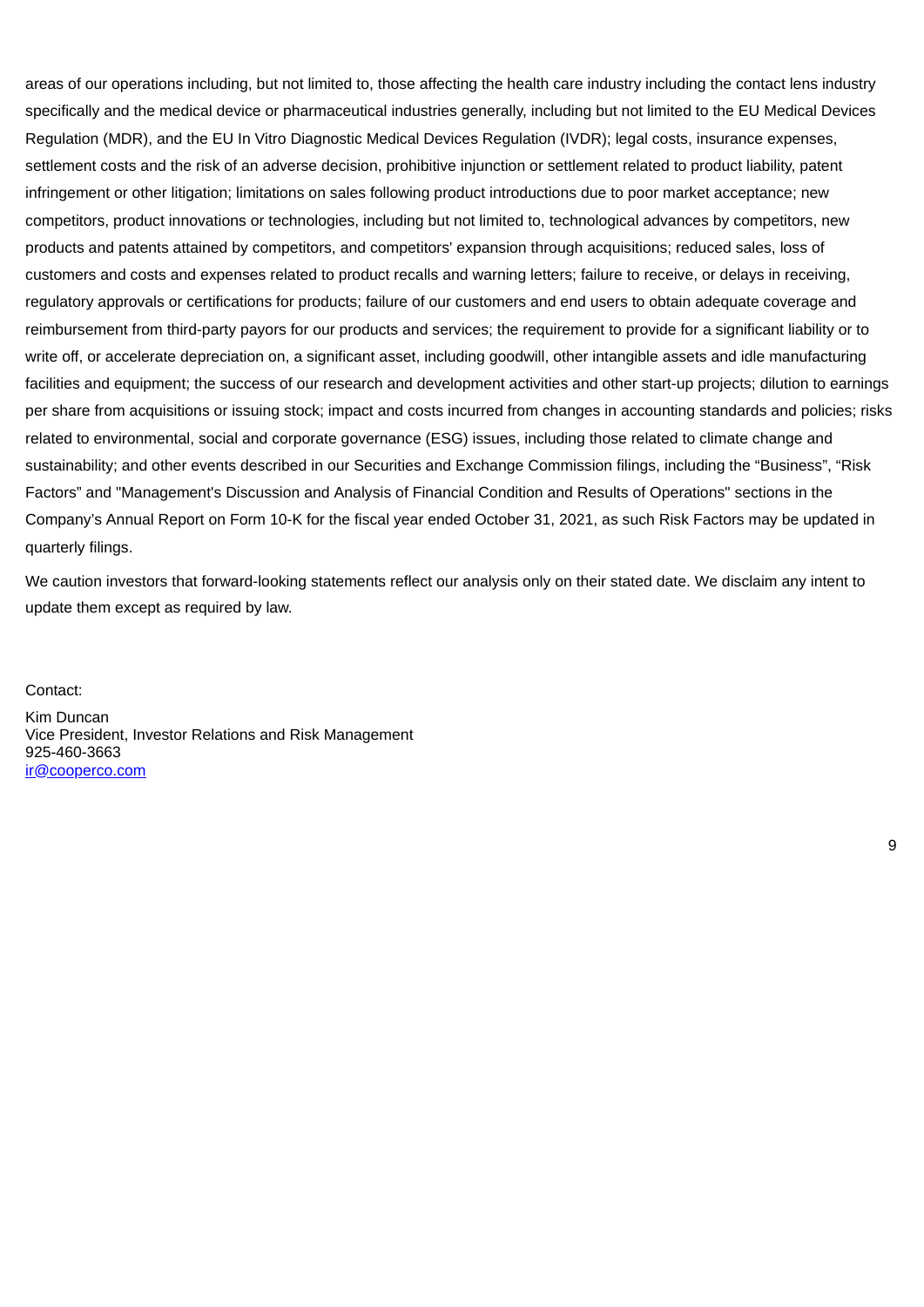areas of our operations including, but not limited to, those affecting the health care industry including the contact lens industry specifically and the medical device or pharmaceutical industries generally, including but not limited to the EU Medical Devices Regulation (MDR), and the EU In Vitro Diagnostic Medical Devices Regulation (IVDR); legal costs, insurance expenses, settlement costs and the risk of an adverse decision, prohibitive injunction or settlement related to product liability, patent infringement or other litigation; limitations on sales following product introductions due to poor market acceptance; new competitors, product innovations or technologies, including but not limited to, technological advances by competitors, new products and patents attained by competitors, and competitors' expansion through acquisitions; reduced sales, loss of customers and costs and expenses related to product recalls and warning letters; failure to receive, or delays in receiving, regulatory approvals or certifications for products; failure of our customers and end users to obtain adequate coverage and reimbursement from third-party payors for our products and services; the requirement to provide for a significant liability or to write off, or accelerate depreciation on, a significant asset, including goodwill, other intangible assets and idle manufacturing facilities and equipment; the success of our research and development activities and other start-up projects; dilution to earnings per share from acquisitions or issuing stock; impact and costs incurred from changes in accounting standards and policies; risks related to environmental, social and corporate governance (ESG) issues, including those related to climate change and sustainability; and other events described in our Securities and Exchange Commission filings, including the "Business", "Risk Factors" and "Management's Discussion and Analysis of Financial Condition and Results of Operations" sections in the Company's Annual Report on Form 10-K for the fiscal year ended October 31, 2021, as such Risk Factors may be updated in quarterly filings.

We caution investors that forward-looking statements reflect our analysis only on their stated date. We disclaim any intent to update them except as required by law.

Contact:

Kim Duncan
Vice President, Investor Relations and Risk Management
925-460-3663
ir@cooperco.com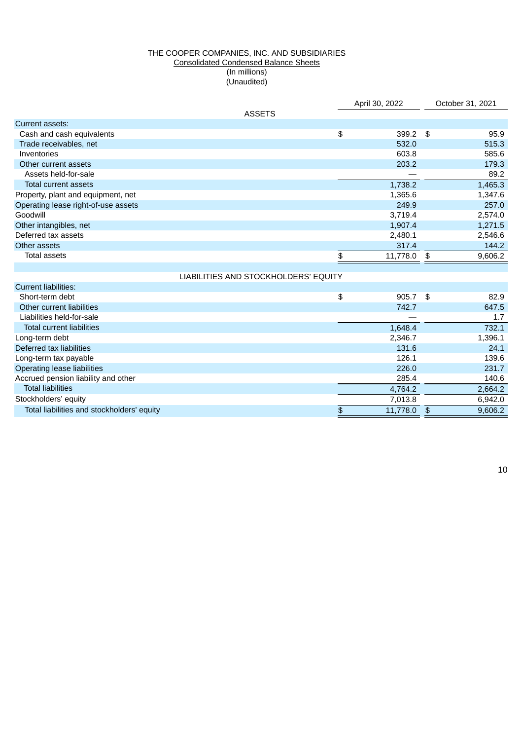THE COOPER COMPANIES, INC. AND SUBSIDIARIES

Consolidated Condensed Balance Sheets

(In millions)

(Unaudited)

| | April 30, 2022 | October 31, 2021 |
|---|---|---|
| **ASSETS** | | |
| Current assets: | | |
| Cash and cash equivalents | $ 399.2 | $ 95.9 |
| Trade receivables, net | 532.0 | 515.3 |
| Inventories | 603.8 | 585.6 |
| Other current assets | 203.2 | 179.3 |
| Assets held-for-sale | — | 89.2 |
| Total current assets | 1,738.2 | 1,465.3 |
| Property, plant and equipment, net | 1,365.6 | 1,347.6 |
| Operating lease right-of-use assets | 249.9 | 257.0 |
| Goodwill | 3,719.4 | 2,574.0 |
| Other intangibles, net | 1,907.4 | 1,271.5 |
| Deferred tax assets | 2,480.1 | 2,546.6 |
| Other assets | 317.4 | 144.2 |
| Total assets | $ 11,778.0 | $ 9,606.2 |
| | | |
| **LIABILITIES AND STOCKHOLDERS' EQUITY** | | |
| Current liabilities: | | |
| Short-term debt | $ 905.7 | $ 82.9 |
| Other current liabilities | 742.7 | 647.5 |
| Liabilities held-for-sale | — | 1.7 |
| Total current liabilities | 1,648.4 | 732.1 |
| Long-term debt | 2,346.7 | 1,396.1 |
| Deferred tax liabilities | 131.6 | 24.1 |
| Long-term tax payable | 126.1 | 139.6 |
| Operating lease liabilities | 226.0 | 231.7 |
| Accrued pension liability and other | 285.4 | 140.6 |
| Total liabilities | 4,764.2 | 2,664.2 |
| Stockholders' equity | 7,013.8 | 6,942.0 |
| Total liabilities and stockholders' equity | $ 11,778.0 | $ 9,606.2 |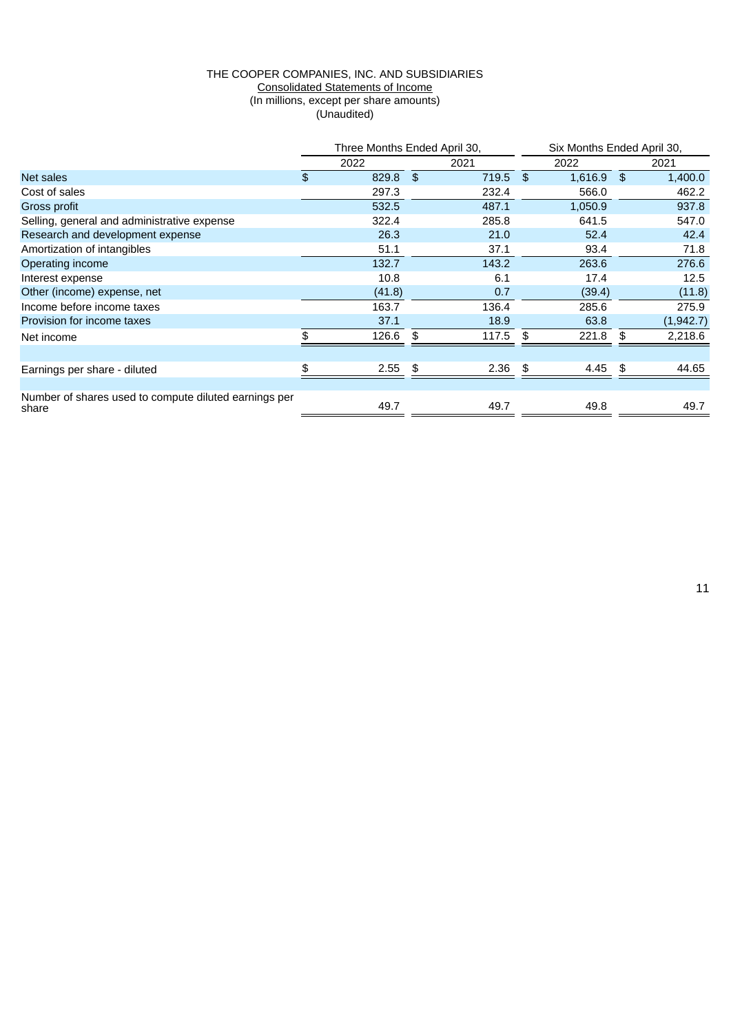THE COOPER COMPANIES, INC. AND SUBSIDIARIES
Consolidated Statements of Income
(In millions, except per share amounts)
(Unaudited)

| | Three Months Ended April 30, | | Six Months Ended April 30, | |
|---|---|---|---|---|
| | 2022 | 2021 | 2022 | 2021 |
| Net sales | $ 829.8 | $ 719.5 | $ 1,616.9 | $ 1,400.0 |
| Cost of sales | 297.3 | 232.4 | 566.0 | 462.2 |
| Gross profit | 532.5 | 487.1 | 1,050.9 | 937.8 |
| Selling, general and administrative expense | 322.4 | 285.8 | 641.5 | 547.0 |
| Research and development expense | 26.3 | 21.0 | 52.4 | 42.4 |
| Amortization of intangibles | 51.1 | 37.1 | 93.4 | 71.8 |
| Operating income | 132.7 | 143.2 | 263.6 | 276.6 |
| Interest expense | 10.8 | 6.1 | 17.4 | 12.5 |
| Other (income) expense, net | (41.8) | 0.7 | (39.4) | (11.8) |
| Income before income taxes | 163.7 | 136.4 | 285.6 | 275.9 |
| Provision for income taxes | 37.1 | 18.9 | 63.8 | (1,942.7) |
| Net income | $ 126.6 | $ 117.5 | $ 221.8 | $ 2,218.6 |
| Earnings per share - diluted | $ 2.55 | $ 2.36 | $ 4.45 | $ 44.65 |
| Number of shares used to compute diluted earnings per share | 49.7 | 49.7 | 49.8 | 49.7 |